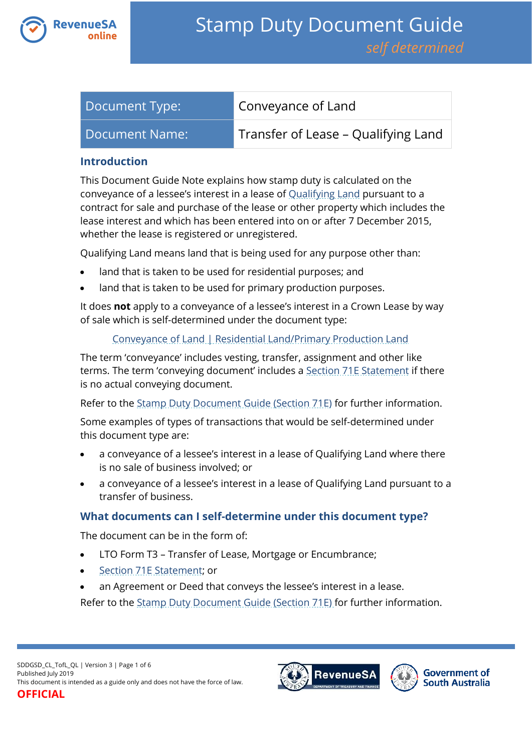# Stamp Duty Document Guide

*self determined*

| Document Type: | Conveyance of Land |
| --- | --- |
| Document Name: | Transfer of Lease – Qualifying Land |

## Introduction

This Document Guide Note explains how stamp duty is calculated on the conveyance of a lessee's interest in a lease of Qualifying Land pursuant to a contract for sale and purchase of the lease or other property which includes the lease interest and which has been entered into on or after 7 December 2015, whether the lease is registered or unregistered.

Qualifying Land means land that is being used for any purpose other than:

- land that is taken to be used for residential purposes; and
- land that is taken to be used for primary production purposes.

It does **not** apply to a conveyance of a lessee's interest in a Crown Lease by way of sale which is self-determined under the document type:

Conveyance of Land | Residential Land/Primary Production Land

The term 'conveyance' includes vesting, transfer, assignment and other like terms. The term 'conveying document' includes a Section 71E Statement if there is no actual conveying document.

Refer to the Stamp Duty Document Guide (Section 71E) for further information.

Some examples of types of transactions that would be self-determined under this document type are:

- a conveyance of a lessee's interest in a lease of Qualifying Land where there is no sale of business involved; or
- a conveyance of a lessee's interest in a lease of Qualifying Land pursuant to a transfer of business.

## What documents can I self-determine under this document type?

The document can be in the form of:

- LTO Form T3 – Transfer of Lease, Mortgage or Encumbrance;
- Section 71E Statement; or
- an Agreement or Deed that conveys the lessee's interest in a lease.

Refer to the Stamp Duty Document Guide (Section 71E) for further information.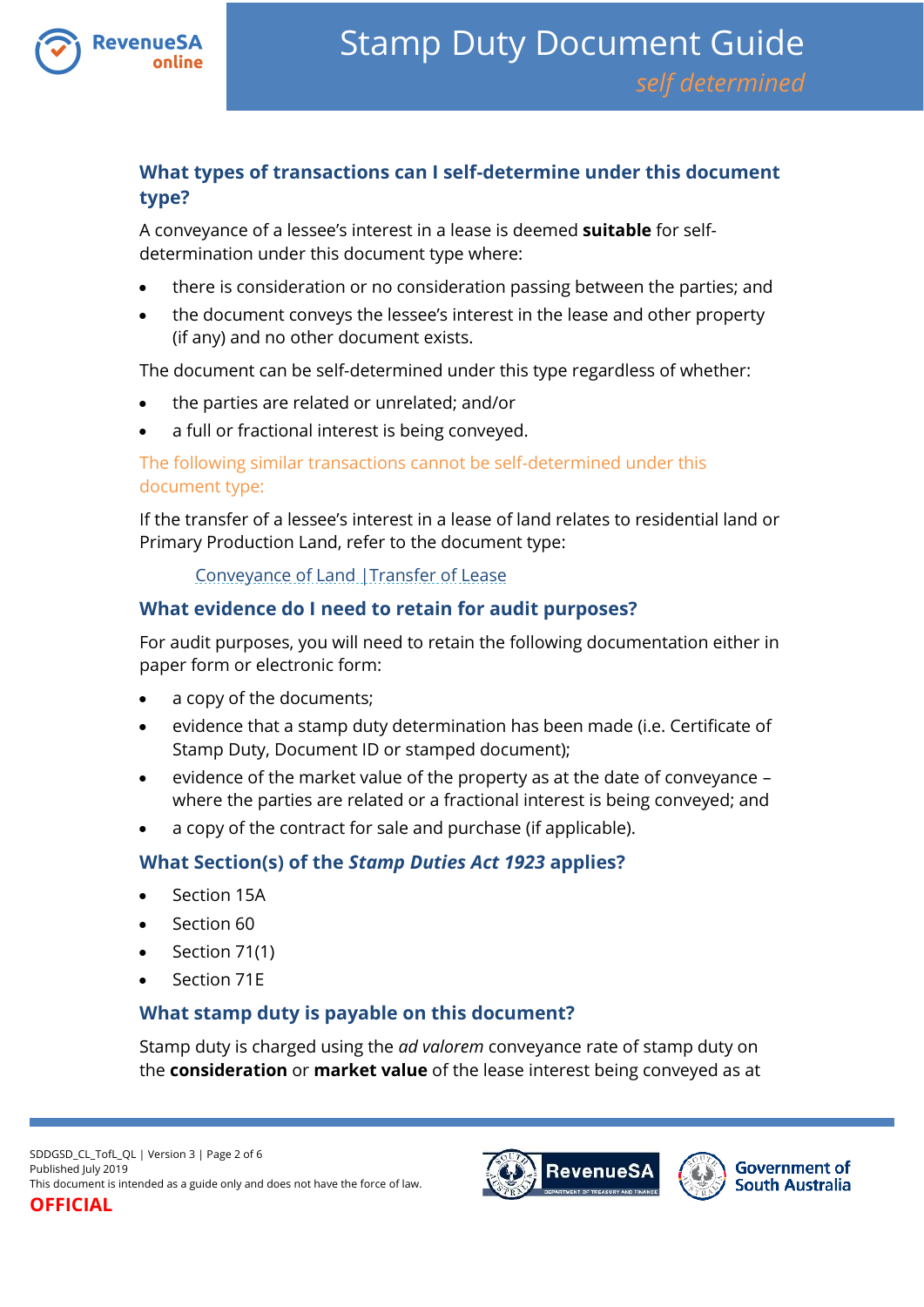## What types of transactions can I self-determine under this document type?

A conveyance of a lessee's interest in a lease is deemed **suitable** for self-determination under this document type where:

- there is consideration or no consideration passing between the parties; and
- the document conveys the lessee's interest in the lease and other property (if any) and no other document exists.

The document can be self-determined under this type regardless of whether:

- the parties are related or unrelated; and/or
- a full or fractional interest is being conveyed.

The following similar transactions cannot be self-determined under this document type:

If the transfer of a lessee's interest in a lease of land relates to residential land or Primary Production Land, refer to the document type:

Conveyance of Land | Transfer of Lease

## What evidence do I need to retain for audit purposes?

For audit purposes, you will need to retain the following documentation either in paper form or electronic form:

- a copy of the documents;
- evidence that a stamp duty determination has been made (i.e. Certificate of Stamp Duty, Document ID or stamped document);
- evidence of the market value of the property as at the date of conveyance – where the parties are related or a fractional interest is being conveyed; and
- a copy of the contract for sale and purchase (if applicable).

## What Section(s) of the *Stamp Duties Act 1923* applies?

- Section 15A
- Section 60
- Section 71(1)
- Section 71E

## What stamp duty is payable on this document?

Stamp duty is charged using the *ad valorem* conveyance rate of stamp duty on the **consideration** or **market value** of the lease interest being conveyed as at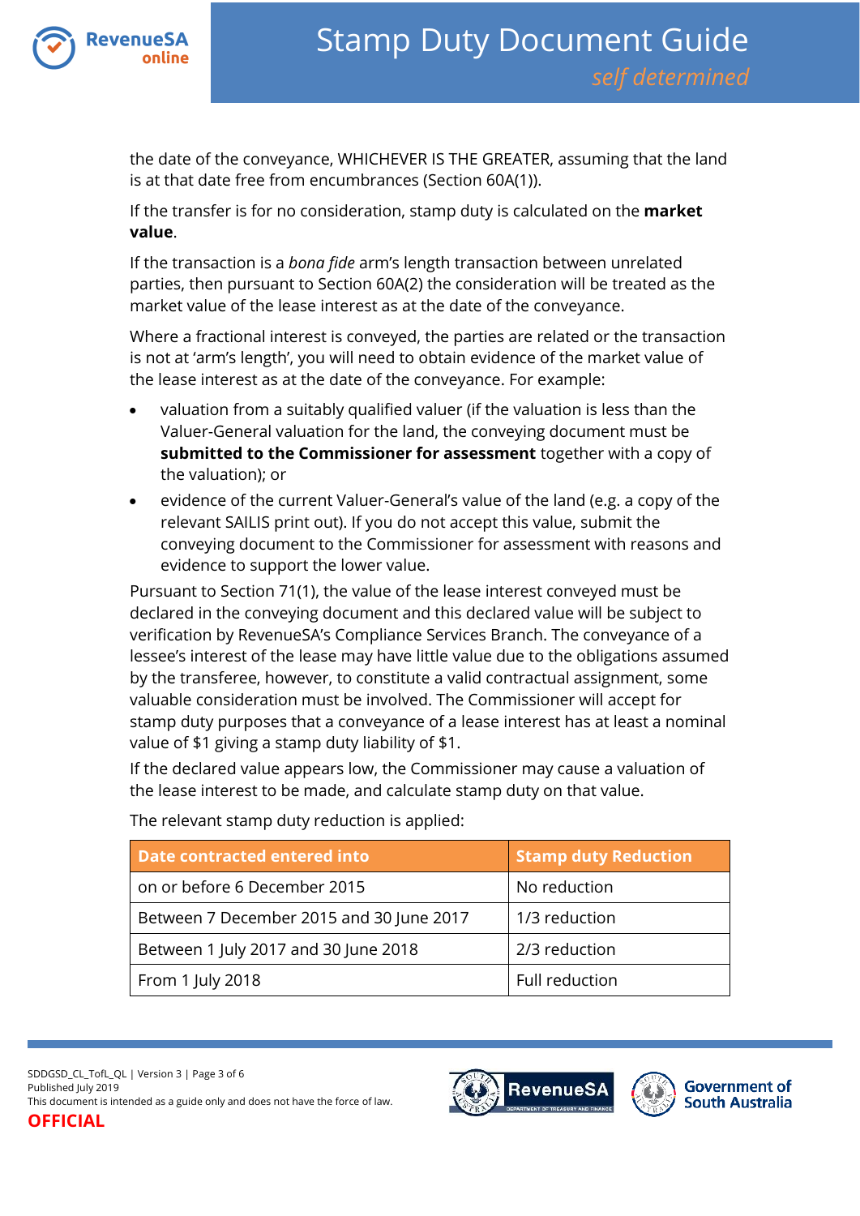the date of the conveyance, WHICHEVER IS THE GREATER, assuming that the land is at that date free from encumbrances (Section 60A(1)).

If the transfer is for no consideration, stamp duty is calculated on the **market value**.

If the transaction is a *bona fide* arm's length transaction between unrelated parties, then pursuant to Section 60A(2) the consideration will be treated as the market value of the lease interest as at the date of the conveyance.

Where a fractional interest is conveyed, the parties are related or the transaction is not at 'arm's length', you will need to obtain evidence of the market value of the lease interest as at the date of the conveyance. For example:

- valuation from a suitably qualified valuer (if the valuation is less than the Valuer-General valuation for the land, the conveying document must be **submitted to the Commissioner for assessment** together with a copy of the valuation); or
- evidence of the current Valuer-General's value of the land (e.g. a copy of the relevant SAILIS print out). If you do not accept this value, submit the conveying document to the Commissioner for assessment with reasons and evidence to support the lower value.

Pursuant to Section 71(1), the value of the lease interest conveyed must be declared in the conveying document and this declared value will be subject to verification by RevenueSA's Compliance Services Branch. The conveyance of a lessee's interest of the lease may have little value due to the obligations assumed by the transferee, however, to constitute a valid contractual assignment, some valuable consideration must be involved. The Commissioner will accept for stamp duty purposes that a conveyance of a lease interest has at least a nominal value of $1 giving a stamp duty liability of $1.

If the declared value appears low, the Commissioner may cause a valuation of the lease interest to be made, and calculate stamp duty on that value.

The relevant stamp duty reduction is applied:

| Date contracted entered into | Stamp duty Reduction |
|---|---|
| on or before 6 December 2015 | No reduction |
| Between 7 December 2015 and 30 June 2017 | 1/3 reduction |
| Between 1 July 2017 and 30 June 2018 | 2/3 reduction |
| From 1 July 2018 | Full reduction |

SDDGSD_CL_TofL_QL | Version 3 | Page 3 of 6
Published July 2019
This document is intended as a guide only and does not have the force of law.
OFFICIAL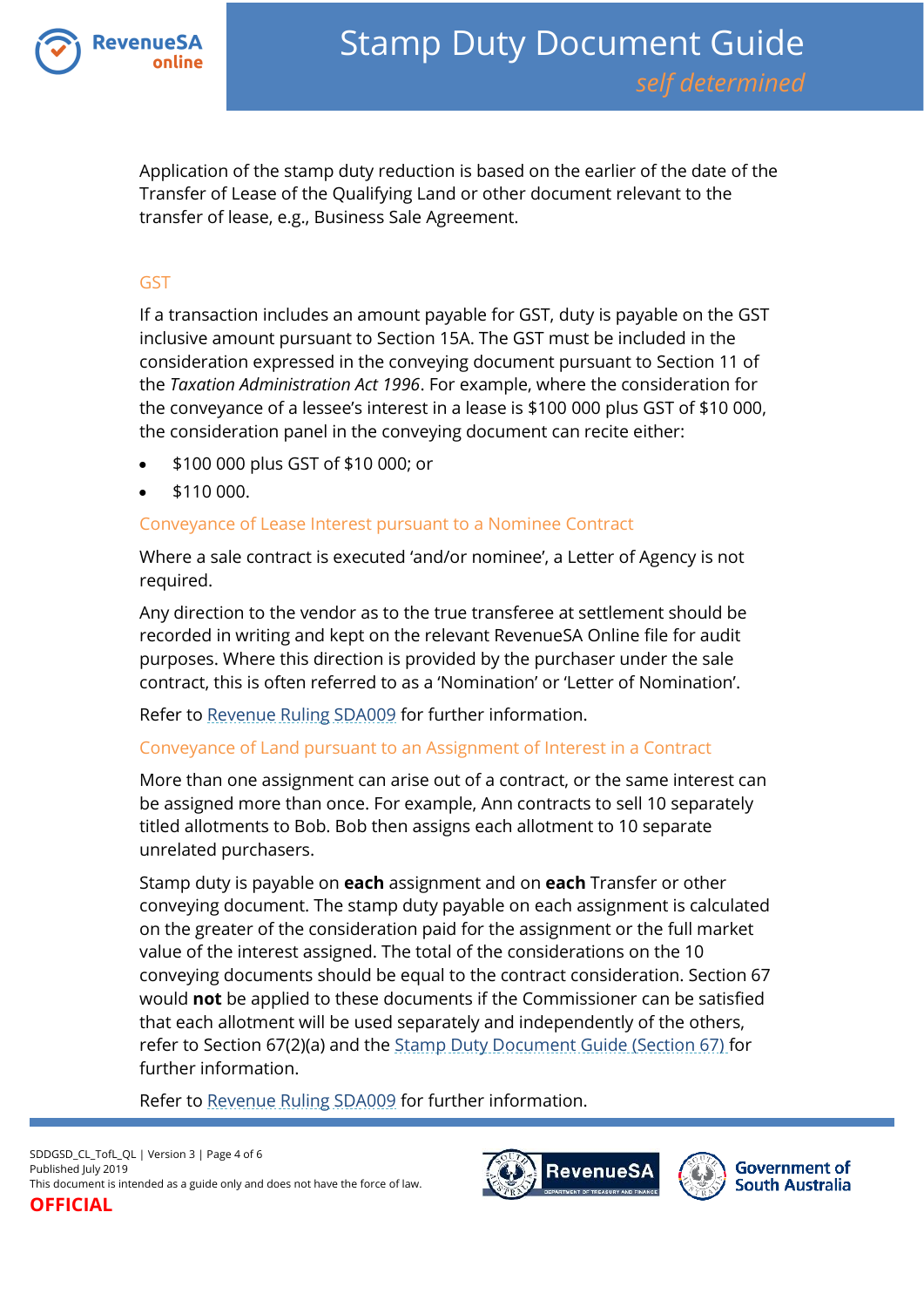Application of the stamp duty reduction is based on the earlier of the date of the Transfer of Lease of the Qualifying Land or other document relevant to the transfer of lease, e.g., Business Sale Agreement.

## GST

If a transaction includes an amount payable for GST, duty is payable on the GST inclusive amount pursuant to Section 15A. The GST must be included in the consideration expressed in the conveying document pursuant to Section 11 of the *Taxation Administration Act 1996*. For example, where the consideration for the conveyance of a lessee's interest in a lease is $100 000 plus GST of $10 000, the consideration panel in the conveying document can recite either:

- $100 000 plus GST of $10 000; or
- $110 000.

## Conveyance of Lease Interest pursuant to a Nominee Contract

Where a sale contract is executed 'and/or nominee', a Letter of Agency is not required.

Any direction to the vendor as to the true transferee at settlement should be recorded in writing and kept on the relevant RevenueSA Online file for audit purposes. Where this direction is provided by the purchaser under the sale contract, this is often referred to as a 'Nomination' or 'Letter of Nomination'.

Refer to Revenue Ruling SDA009 for further information.

## Conveyance of Land pursuant to an Assignment of Interest in a Contract

More than one assignment can arise out of a contract, or the same interest can be assigned more than once. For example, Ann contracts to sell 10 separately titled allotments to Bob. Bob then assigns each allotment to 10 separate unrelated purchasers.

Stamp duty is payable on **each** assignment and on **each** Transfer or other conveying document. The stamp duty payable on each assignment is calculated on the greater of the consideration paid for the assignment or the full market value of the interest assigned. The total of the considerations on the 10 conveying documents should be equal to the contract consideration. Section 67 would **not** be applied to these documents if the Commissioner can be satisfied that each allotment will be used separately and independently of the others, refer to Section 67(2)(a) and the Stamp Duty Document Guide (Section 67) for further information.

Refer to Revenue Ruling SDA009 for further information.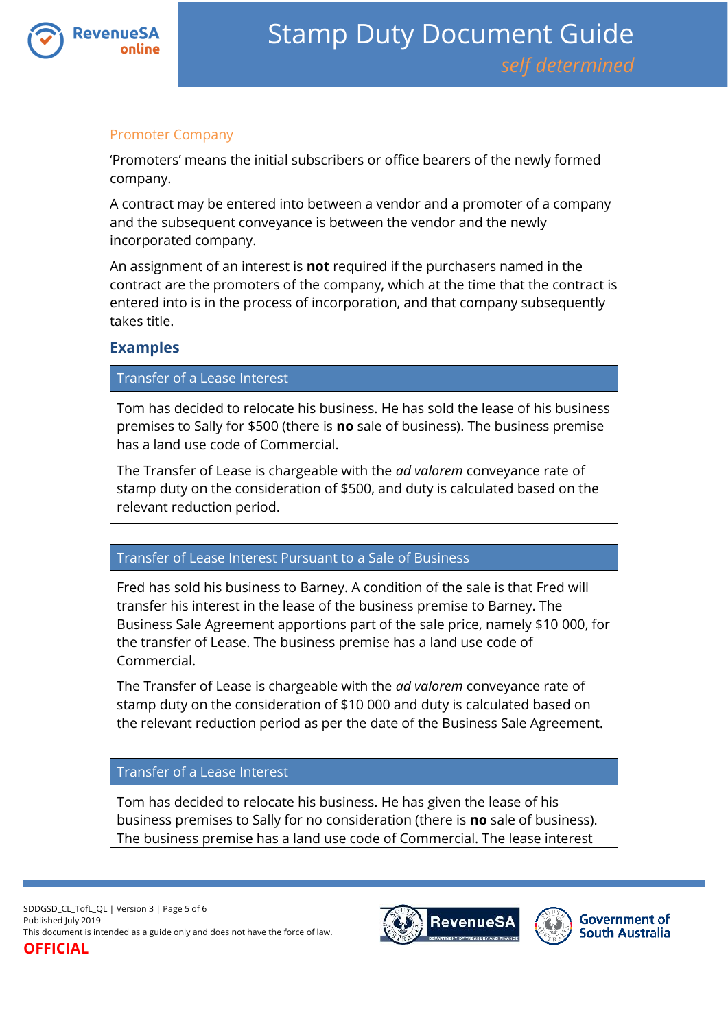### Promoter Company

'Promoters' means the initial subscribers or office bearers of the newly formed company.

A contract may be entered into between a vendor and a promoter of a company and the subsequent conveyance is between the vendor and the newly incorporated company.

An assignment of an interest is **not** required if the purchasers named in the contract are the promoters of the company, which at the time that the contract is entered into is in the process of incorporation, and that company subsequently takes title.

## Examples

| Transfer of a Lease Interest |
| --- |
| Tom has decided to relocate his business. He has sold the lease of his business premises to Sally for $500 (there is **no** sale of business). The business premise has a land use code of Commercial.<br><br>The Transfer of Lease is chargeable with the *ad valorem* conveyance rate of stamp duty on the consideration of $500, and duty is calculated based on the relevant reduction period. |

| Transfer of Lease Interest Pursuant to a Sale of Business |
| --- |
| Fred has sold his business to Barney. A condition of the sale is that Fred will transfer his interest in the lease of the business premise to Barney. The Business Sale Agreement apportions part of the sale price, namely $10 000, for the transfer of Lease. The business premise has a land use code of Commercial.<br><br>The Transfer of Lease is chargeable with the *ad valorem* conveyance rate of stamp duty on the consideration of $10 000 and duty is calculated based on the relevant reduction period as per the date of the Business Sale Agreement. |

| Transfer of a Lease Interest |
| --- |
| Tom has decided to relocate his business. He has given the lease of his business premises to Sally for no consideration (there is **no** sale of business). The business premise has a land use code of Commercial. The lease interest |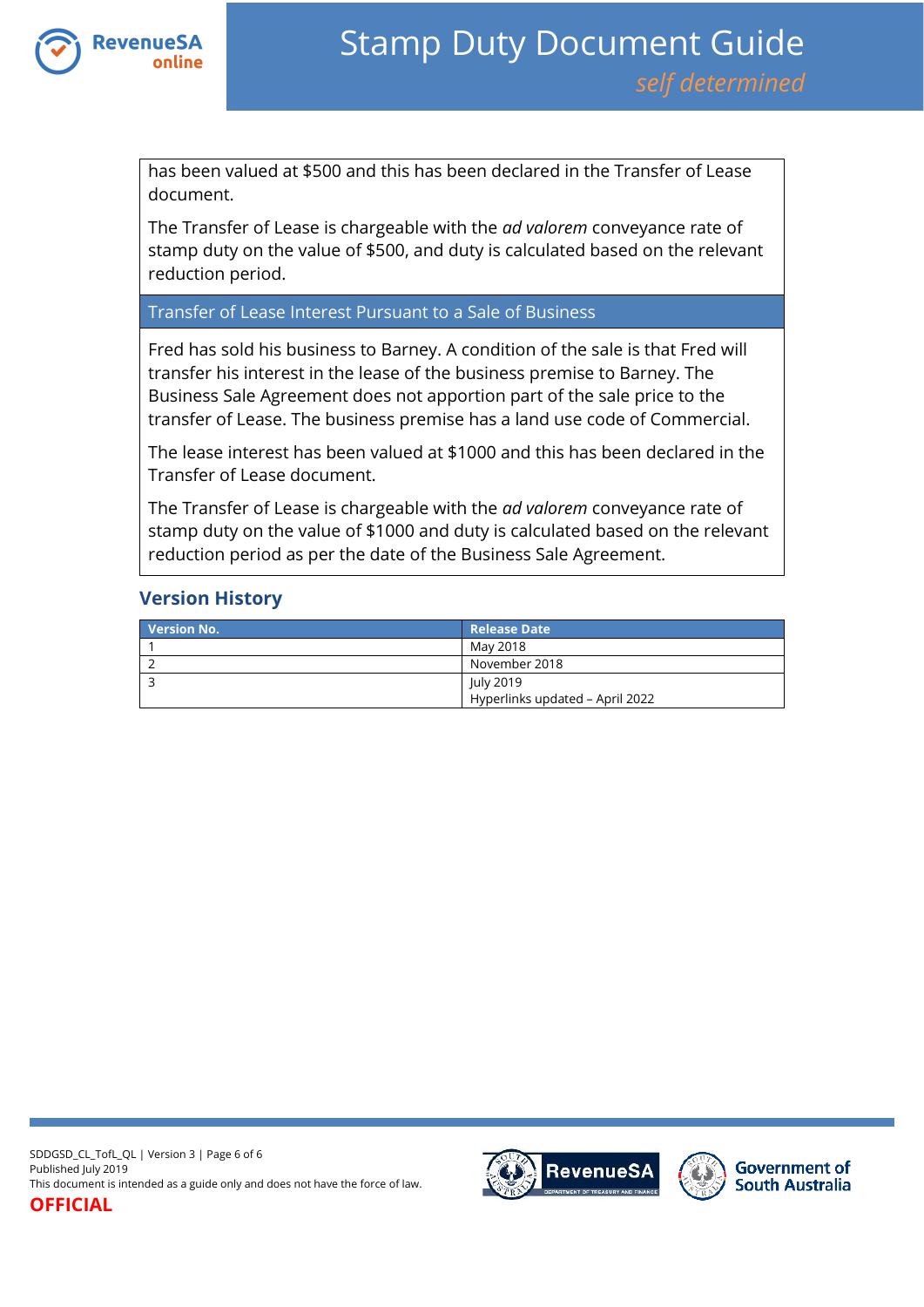has been valued at $500 and this has been declared in the Transfer of Lease document.

The Transfer of Lease is chargeable with the *ad valorem* conveyance rate of stamp duty on the value of $500, and duty is calculated based on the relevant reduction period.

### Transfer of Lease Interest Pursuant to a Sale of Business

Fred has sold his business to Barney. A condition of the sale is that Fred will transfer his interest in the lease of the business premise to Barney. The Business Sale Agreement does not apportion part of the sale price to the transfer of Lease. The business premise has a land use code of Commercial.

The lease interest has been valued at $1000 and this has been declared in the Transfer of Lease document.

The Transfer of Lease is chargeable with the *ad valorem* conveyance rate of stamp duty on the value of $1000 and duty is calculated based on the relevant reduction period as per the date of the Business Sale Agreement.

## Version History

| Version No. | Release Date |
|---|---|
| 1 | May 2018 |
| 2 | November 2018 |
| 3 | July 2019<br>Hyperlinks updated – April 2022 |

SDDGSD_CL_TofL_QL | Version 3
Published July 2019
This document is intended as a guide only and does not have the force of law.

**OFFICIAL**